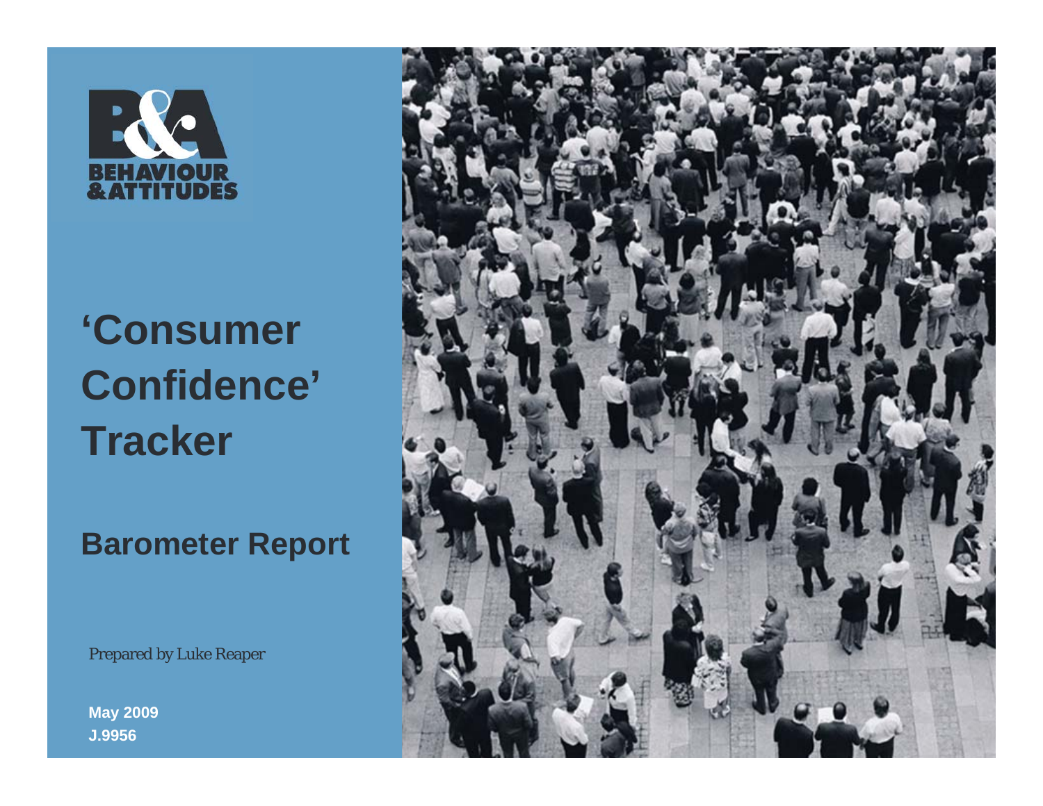BEHAVIOUR & ATTITUDES

# 'Consumer Confidence' Tracker

## Barometer Report

Prepared by Luke Reaper

**May 2009**
**J.9956**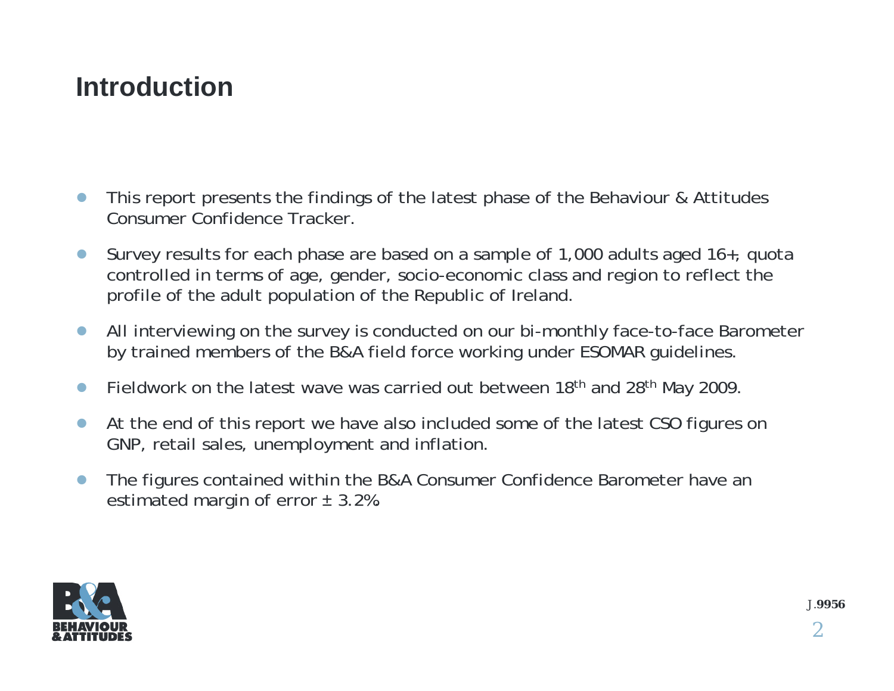# Introduction

- This report presents the findings of the latest phase of the Behaviour & Attitudes Consumer Confidence Tracker.
- Survey results for each phase are based on a sample of 1,000 adults aged 16+, quota controlled in terms of age, gender, socio-economic class and region to reflect the profile of the adult population of the Republic of Ireland.
- All interviewing on the survey is conducted on our bi-monthly face-to-face Barometer by trained members of the B&A field force working under ESOMAR guidelines.
- Fieldwork on the latest wave was carried out between 18th and 28th May 2009.
- At the end of this report we have also included some of the latest CSO figures on GNP, retail sales, unemployment and inflation.
- The figures contained within the B&A Consumer Confidence Barometer have an estimated margin of error ± 3.2%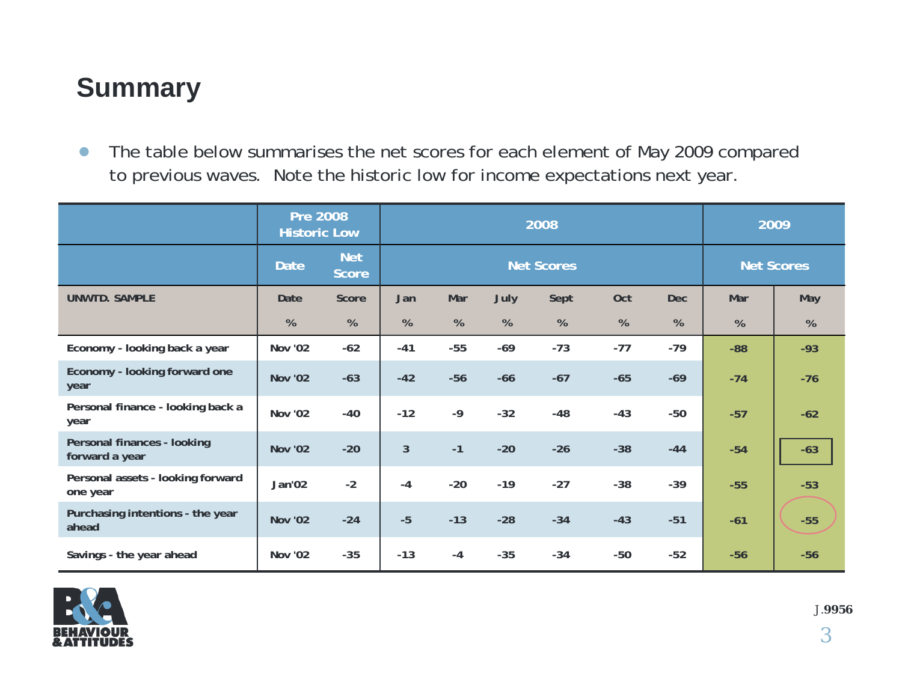# Summary

- The table below summarises the net scores for each element of May 2009 compared to previous waves. Note the historic low for income expectations next year.

| | Pre 2008 Historic Low | | 2008 | | | | | | 2009 | |
|---|---|---|---|---|---|---|---|---|---|---|
| | Date | Net Score | Net Scores | | | | | | Net Scores | |
| UNWTD. SAMPLE | Date | Score | Jan | Mar | July | Sept | Oct | Dec | Mar | May |
| | % | % | % | % | % | % | % | % | % | % |
| Economy - looking back a year | Nov '02 | -62 | -41 | -55 | -69 | -73 | -77 | -79 | -88 | -93 |
| Economy - looking forward one year | Nov '02 | -63 | -42 | -56 | -66 | -67 | -65 | -69 | -74 | -76 |
| Personal finance - looking back a year | Nov '02 | -40 | -12 | -9 | -32 | -48 | -43 | -50 | -57 | -62 |
| Personal finances - looking forward a year | Nov '02 | -20 | 3 | -1 | -20 | -26 | -38 | -44 | -54 | -63 |
| Personal assets - looking forward one year | Jan'02 | -2 | -4 | -20 | -19 | -27 | -38 | -39 | -55 | -53 |
| Purchasing intentions - the year ahead | Nov '02 | -24 | -5 | -13 | -28 | -34 | -43 | -51 | -61 | -55 |
| Savings - the year ahead | Nov '02 | -35 | -13 | -4 | -35 | -34 | -50 | -52 | -56 | -56 |

BEHAVIOUR & ATTITUDES

J.9956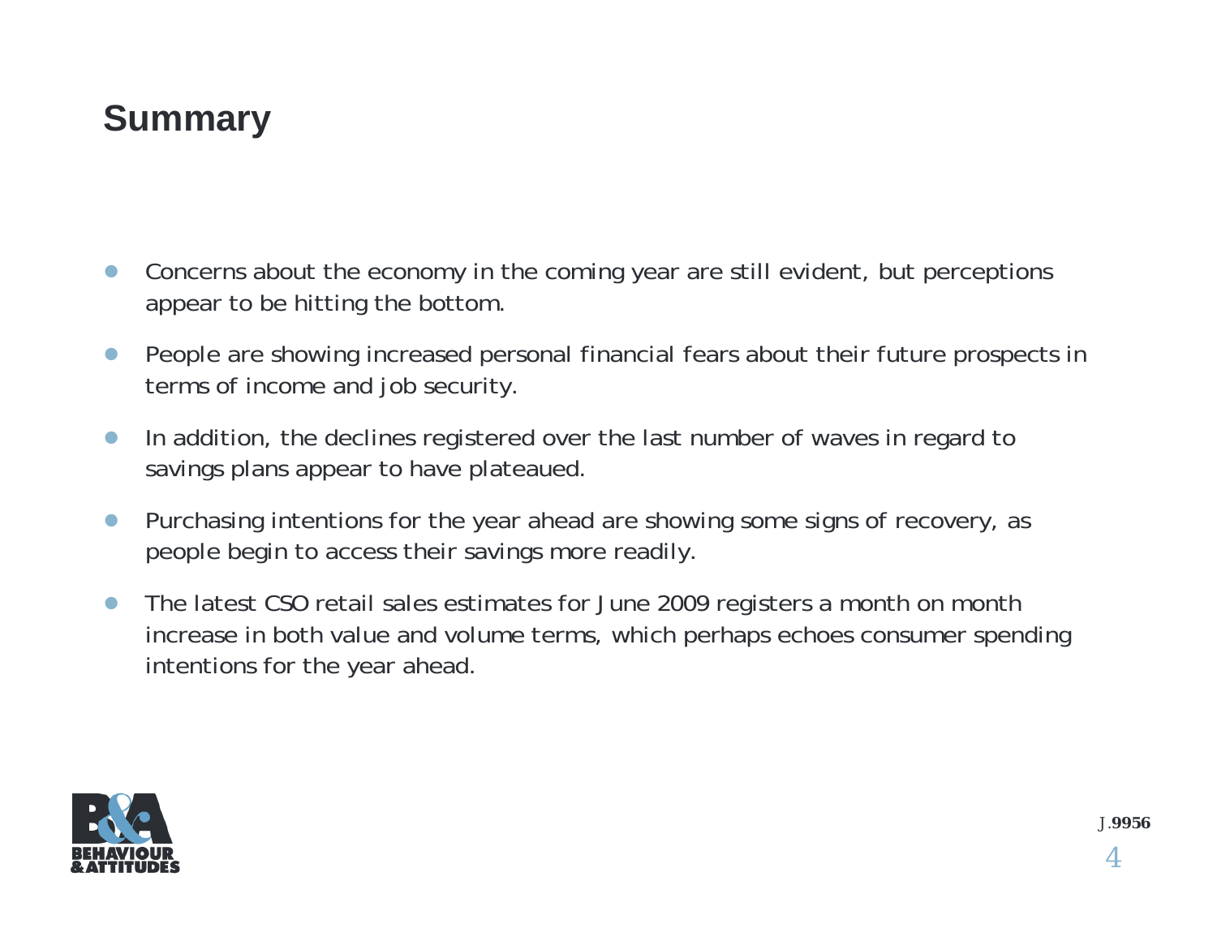# Summary

- Concerns about the economy in the coming year are still evident, but perceptions appear to be hitting the bottom.
- People are showing increased personal financial fears about their future prospects in terms of income and job security.
- In addition, the declines registered over the last number of waves in regard to savings plans appear to have plateaued.
- Purchasing intentions for the year ahead are showing some signs of recovery, as people begin to access their savings more readily.
- The latest CSO retail sales estimates for June 2009 registers a month on month increase in both value and volume terms, which perhaps echoes consumer spending intentions for the year ahead.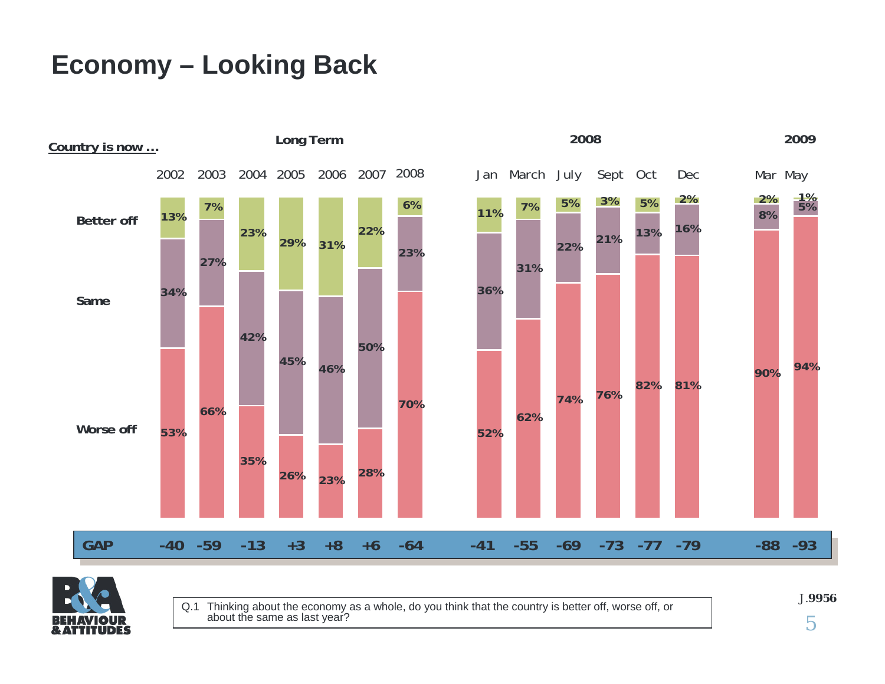# Economy – Looking Back

**Country is now ...**

| | Long Term | | | | | | | 2008 | | | | | | 2009 | |
|---|---|---|---|---|---|---|---|---|---|---|---|---|---|---|---|
| | 2002 | 2003 | 2004 | 2005 | 2006 | 2007 | 2008 | Jan | March | July | Sept | Oct | Dec | Mar | May |
| Better off | 13% | 7% | 23% | 29% | 31% | 22% | 6% | 11% | 7% | 5% | 3% | 5% | 2% | 2% | 1% |
| Same | 34% | 27% | 42% | 45% | 46% | 50% | 23% | 36% | 31% | 22% | 21% | 13% | 16% | 8% | 5% |
| Worse off | 53% | 66% | 35% | 26% | 23% | 28% | 70% | 52% | 62% | 74% | 76% | 82% | 81% | 90% | 94% |
| GAP | -40 | -59 | -13 | +3 | +8 | +6 | -64 | -41 | -55 | -69 | -73 | -77 | -79 | -88 | -93 |

Q.1 Thinking about the economy as a whole, do you think that the country is better off, worse off, or about the same as last year?

J.9956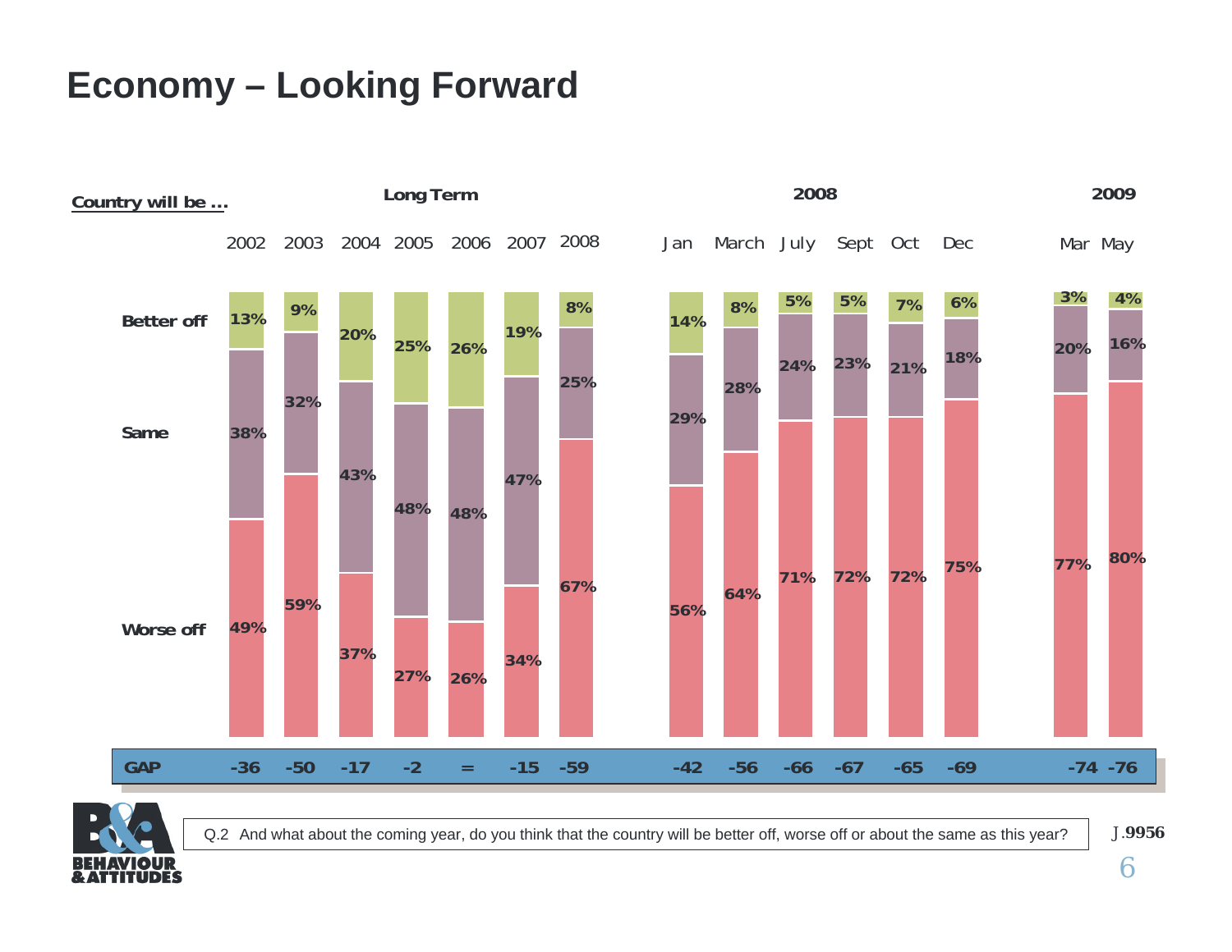# Economy – Looking Forward

**Country will be ...**

| | Long Term 2002 | 2003 | 2004 | 2005 | 2006 | 2007 | 2008 | 2008 Jan | March | July | Sept | Oct | Dec | 2009 Mar | May |
|---|---|---|---|---|---|---|---|---|---|---|---|---|---|---|---|
| Better off | 13% | 9% | 20% | 25% | 26% | 19% | 8% | 14% | 8% | 5% | 5% | 7% | 6% | 3% | 4% |
| Same | 38% | 32% | 43% | 48% | 48% | 47% | 25% | 29% | 28% | 24% | 23% | 21% | 18% | 20% | 16% |
| Worse off | 49% | 59% | 37% | 27% | 26% | 34% | 67% | 56% | 64% | 71% | 72% | 72% | 75% | 77% | 80% |
| GAP | -36 | -50 | -17 | -2 | = | -15 | -59 | -42 | -56 | -66 | -67 | -65 | -69 | -74 | -76 |

Q.2 And what about the coming year, do you think that the country will be better off, worse off or about the same as this year?

J.9956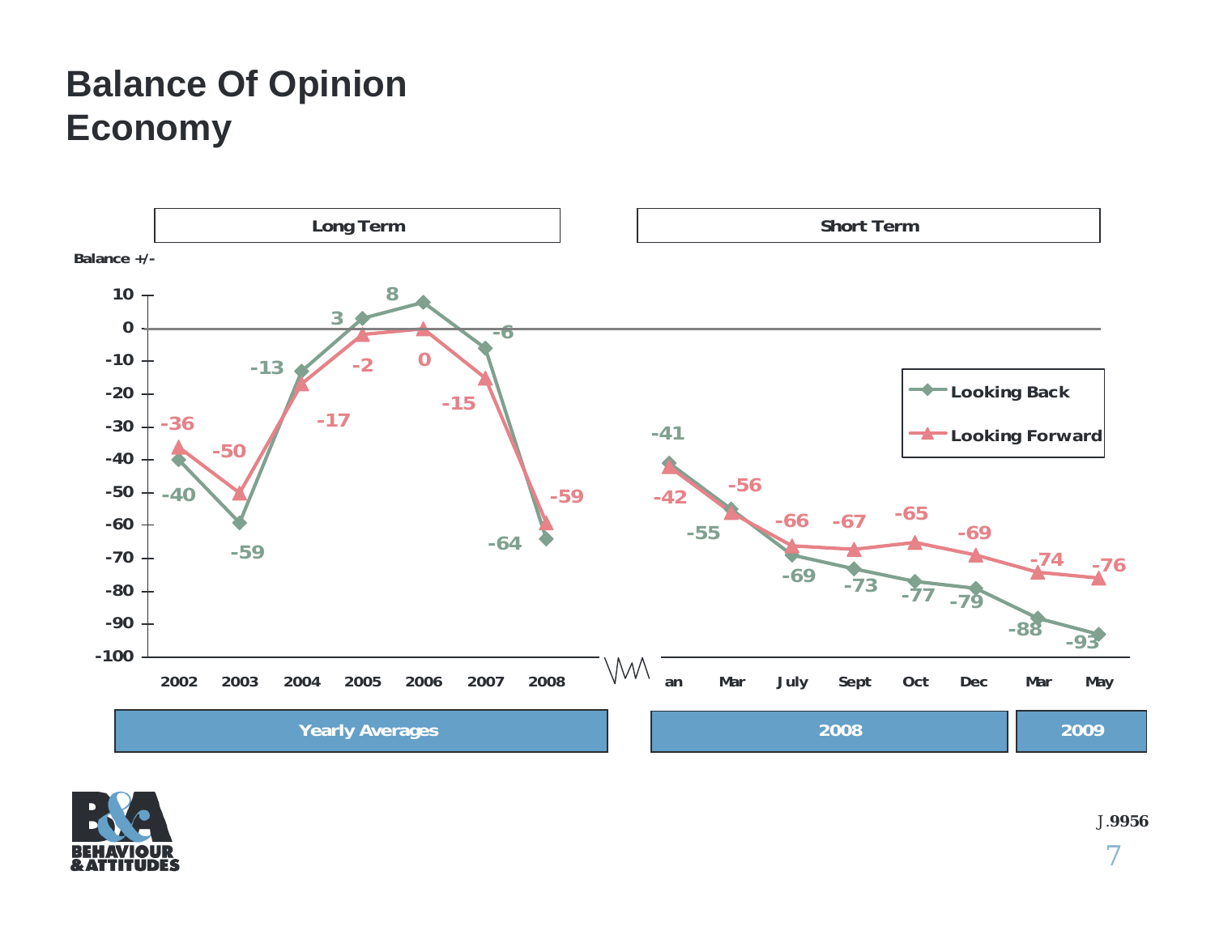# Balance Of Opinion Economy

**Long Term** | **Short Term**

Balance +/-

| | Yearly Averages | | | | | | | 2008 | | | | | | 2009 | |
|---|---|---|---|---|---|---|---|---|---|---|---|---|---|---|---|
| | 2002 | 2003 | 2004 | 2005 | 2006 | 2007 | 2008 | Jan | Mar | July | Sept | Oct | Dec | Mar | May |
| Looking Back | -40 | -59 | -13 | 3 | 8 | -6 | -64 | -41 | -55 | -69 | -73 | -77 | -79 | -88 | -93 |
| Looking Forward | -36 | -50 | -17 | -2 | 0 | -15 | -59 | -42 | -56 | -66 | -67 | -65 | -69 | -74 | -76 |

J.9956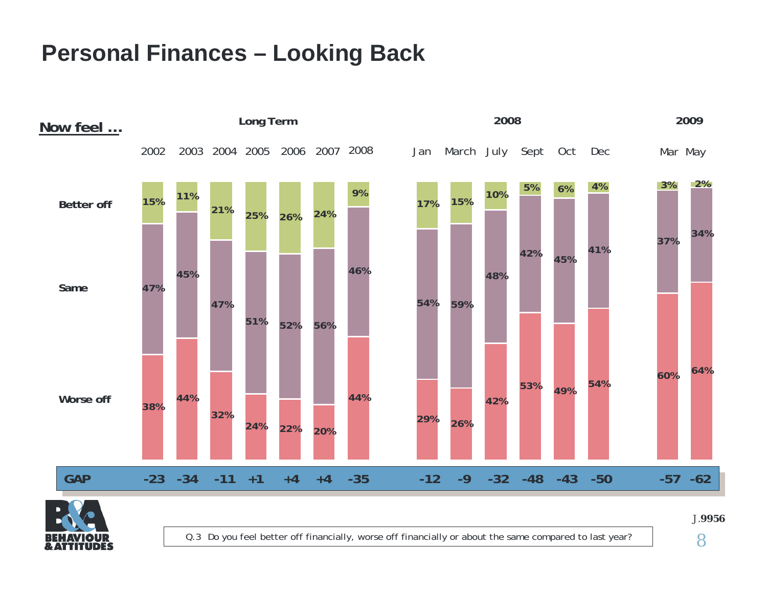# Personal Finances – Looking Back

**Now feel ...**

| | Long Term | | | | | | | 2008 | | | | | | 2009 | |
|---|---|---|---|---|---|---|---|---|---|---|---|---|---|---|---|
| | 2002 | 2003 | 2004 | 2005 | 2006 | 2007 | 2008 | Jan | March | July | Sept | Oct | Dec | Mar | May |
| **Better off** | 15% | 11% | 21% | 25% | 26% | 24% | 9% | 17% | 15% | 10% | 5% | 6% | 4% | 3% | 2% |
| **Same** | 47% | 45% | 47% | 51% | 52% | 56% | 46% | 54% | 59% | 48% | 42% | 45% | 41% | 37% | 34% |
| **Worse off** | 38% | 44% | 32% | 24% | 22% | 20% | 44% | 29% | 26% | 42% | 53% | 49% | 54% | 60% | 64% |
| **GAP** | -23 | -34 | -11 | +1 | +4 | +4 | -35 | -12 | -9 | -32 | -48 | -43 | -50 | -57 | -62 |

Q.3 Do you feel better off financially, worse off financially or about the same compared to last year?

J.9956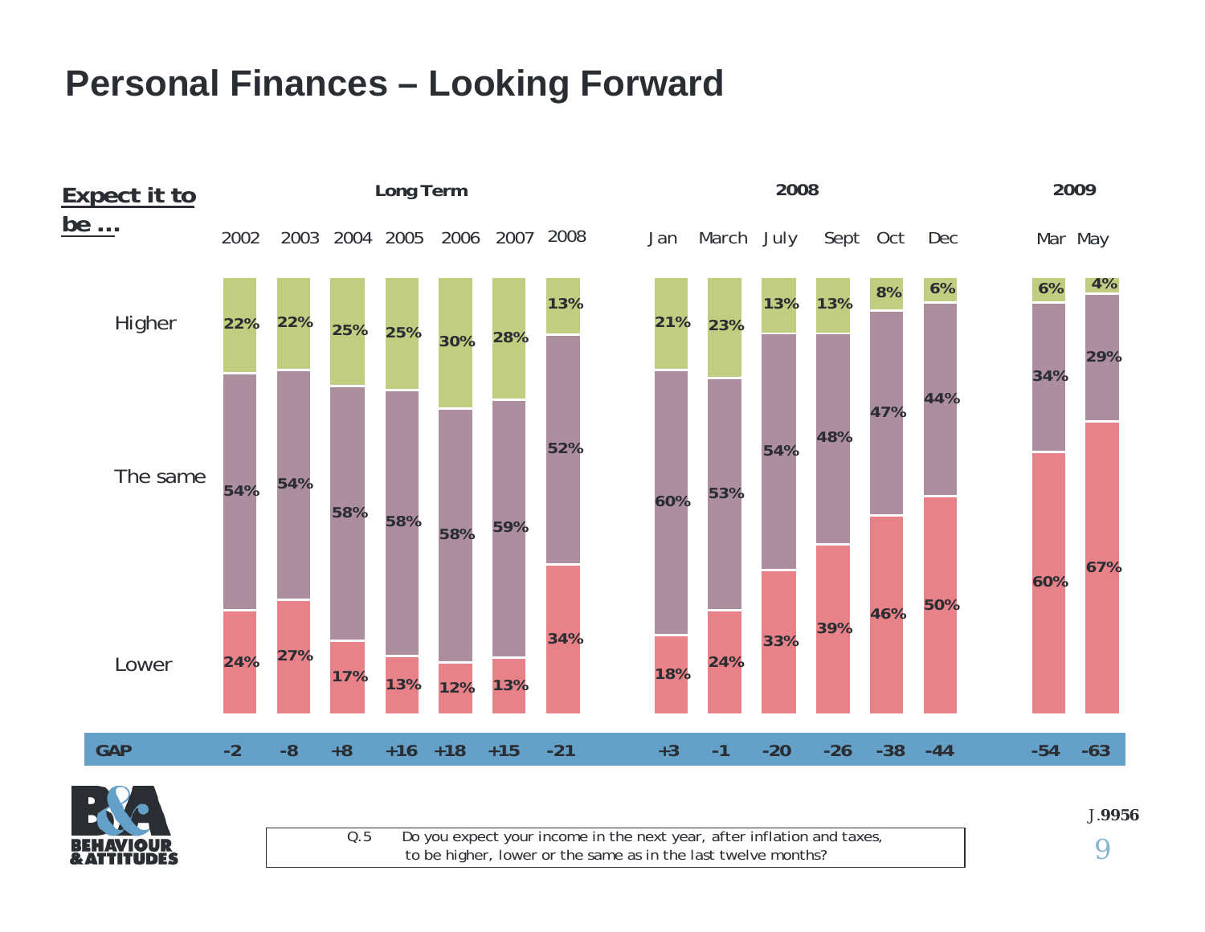# Personal Finances – Looking Forward

**Expect it to be …**

| | Long Term | | | | | | | 2008 | | | | | | 2009 | |
|---|---|---|---|---|---|---|---|---|---|---|---|---|---|---|---|
| | 2002 | 2003 | 2004 | 2005 | 2006 | 2007 | 2008 | Jan | March | July | Sept | Oct | Dec | Mar | May |
| Higher | 22% | 22% | 25% | 25% | 30% | 28% | 13% | 21% | 23% | 13% | 13% | 8% | 6% | 6% | 4% |
| The same | 54% | 54% | 58% | 58% | 58% | 59% | 52% | 60% | 53% | 54% | 48% | 47% | 44% | 34% | 29% |
| Lower | 24% | 27% | 17% | 13% | 12% | 13% | 34% | 18% | 24% | 33% | 39% | 46% | 50% | 60% | 67% |
| **GAP** | -2 | -8 | +8 | +16 | +18 | +15 | -21 | +3 | -1 | -20 | -26 | -38 | -44 | -54 | -63 |

BEHAVIOUR & ATTITUDES

Q.5 Do you expect your income in the next year, after inflation and taxes, to be higher, lower or the same as in the last twelve months?

J.9956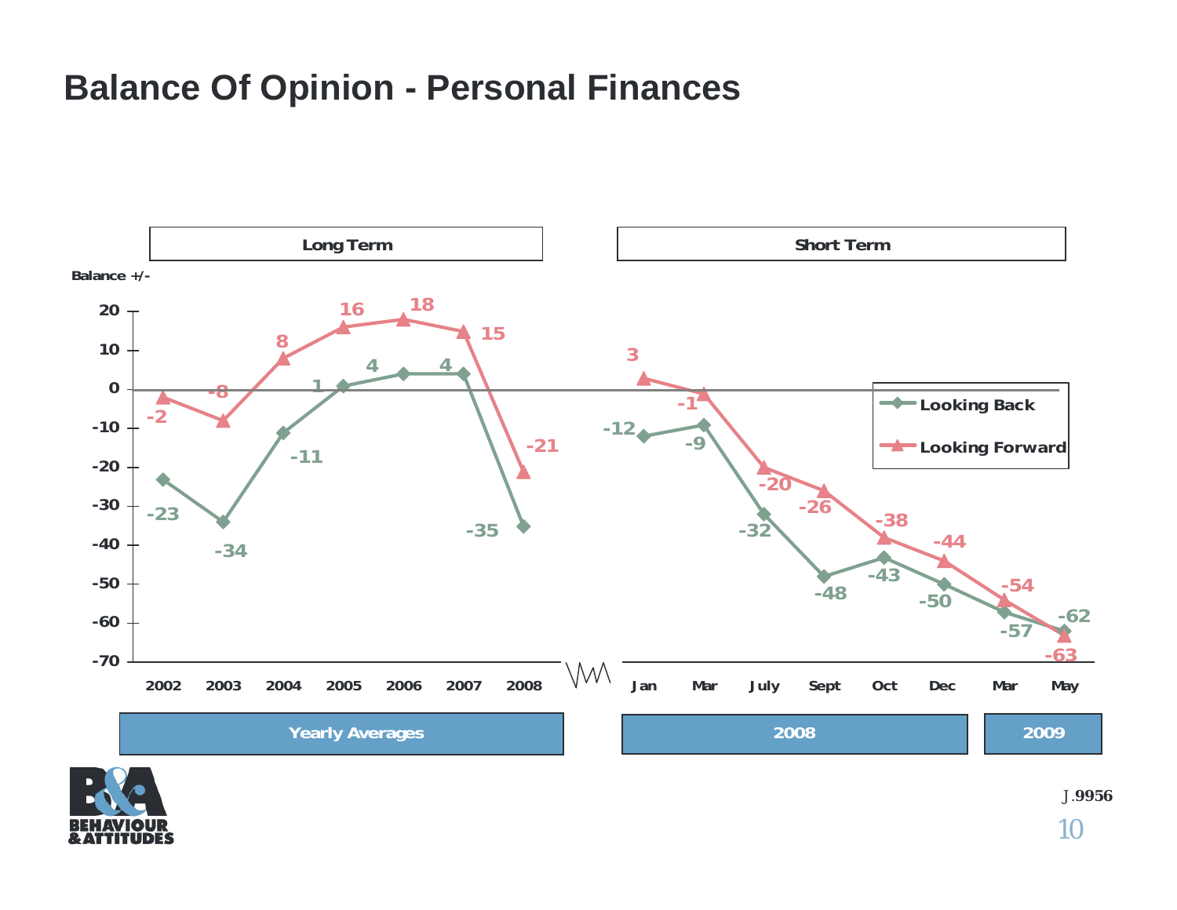# Balance Of Opinion - Personal Finances

**Long Term** — Yearly Averages

Balance +/-

| | 2002 | 2003 | 2004 | 2005 | 2006 | 2007 | 2008 |
|---|---|---|---|---|---|---|---|
| Looking Back | -23 | -34 | -11 | 1 | 4 | 4 | -35 |
| Looking Forward | -2 | -8 | 8 | 16 | 18 | 15 | -21 |

**Short Term** — 2008 / 2009

| | Jan 2008 | Mar 2008 | July 2008 | Sept 2008 | Oct 2008 | Dec 2008 | Mar 2009 | May 2009 |
|---|---|---|---|---|---|---|---|---|
| Looking Back | -12 | -9 | -32 | -48 | -43 | -50 | -57 | -62 |
| Looking Forward | 3 | -1 | -20 | -26 | -38 | -44 | -54 | -63 |

J.9956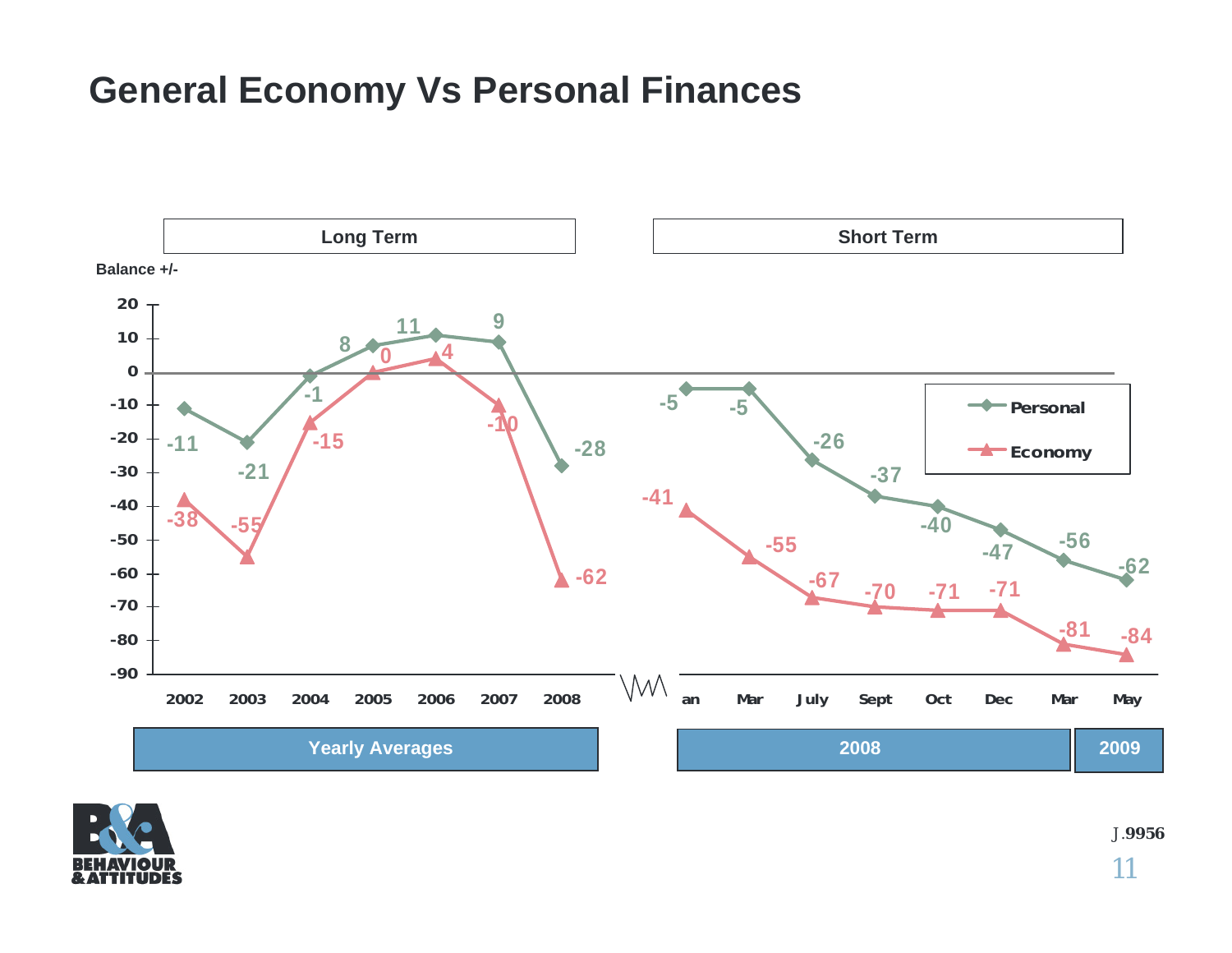# General Economy Vs Personal Finances

Balance +/-

| | Long Term | | | | | | | Short Term | | | | | | | |
|---|---|---|---|---|---|---|---|---|---|---|---|---|---|---|---|
| | Yearly Averages | | | | | | | 2008 | | | | | | 2009 | |
| | 2002 | 2003 | 2004 | 2005 | 2006 | 2007 | 2008 | Jan | Mar | July | Sept | Oct | Dec | Mar | May |
| Personal | -11 | -21 | -1 | 8 | 11 | 9 | -28 | -5 | -5 | -26 | -37 | -40 | -47 | -56 | -62 |
| Economy | -38 | -55 | -15 | 0 | 4 | -10 | -62 | -41 | -55 | -67 | -70 | -71 | -71 | -81 | -84 |

J.9956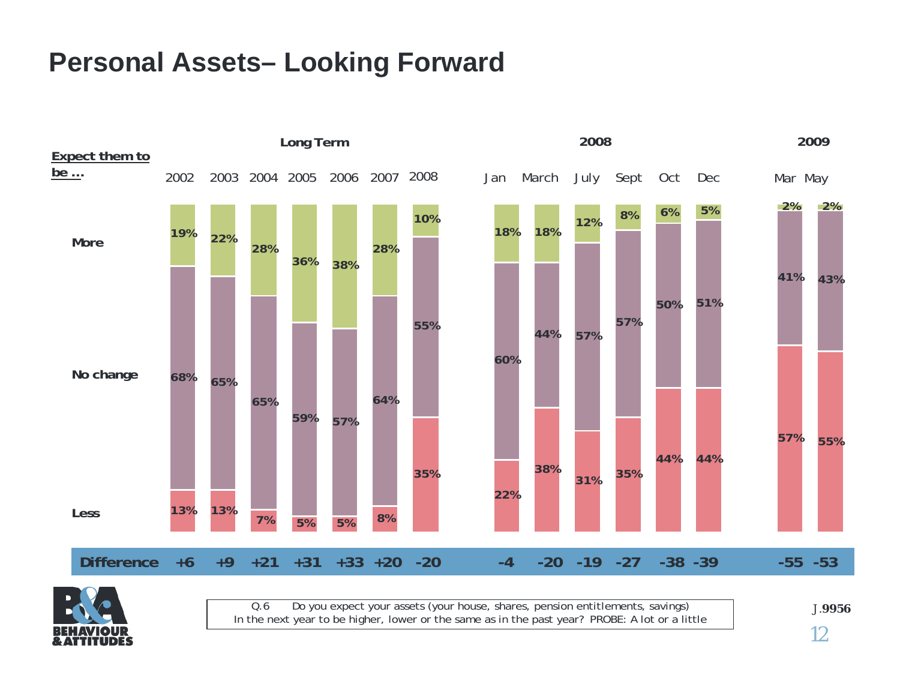# Personal Assets– Looking Forward

| Expect them to be ... | Long Term 2002 | 2003 | 2004 | 2005 | 2006 | 2007 | 2008 | 2008 Jan | March | July | Sept | Oct | Dec | 2009 Mar | May |
|---|---|---|---|---|---|---|---|---|---|---|---|---|---|---|---|
| More | 19% | 22% | 28% | 36% | 38% | 28% | 10% | 18% | 18% | 12% | 8% | 6% | 5% | 2% | 2% |
| No change | 68% | 65% | 65% | 59% | 57% | 64% | 55% | 60% | 44% | 57% | 57% | 50% | 51% | 41% | 43% |
| Less | 13% | 13% | 7% | 5% | 5% | 8% | 35% | 22% | 38% | 31% | 35% | 44% | 44% | 57% | 55% |
| **Difference** | +6 | +9 | +21 | +31 | +33 | +20 | -20 | -4 | -20 | -19 | -27 | -38 | -39 | -55 | -53 |

Q.6 Do you expect your assets (your house, shares, pension entitlements, savings) In the next year to be higher, lower or the same as in the past year? PROBE: A lot or a little

J.9956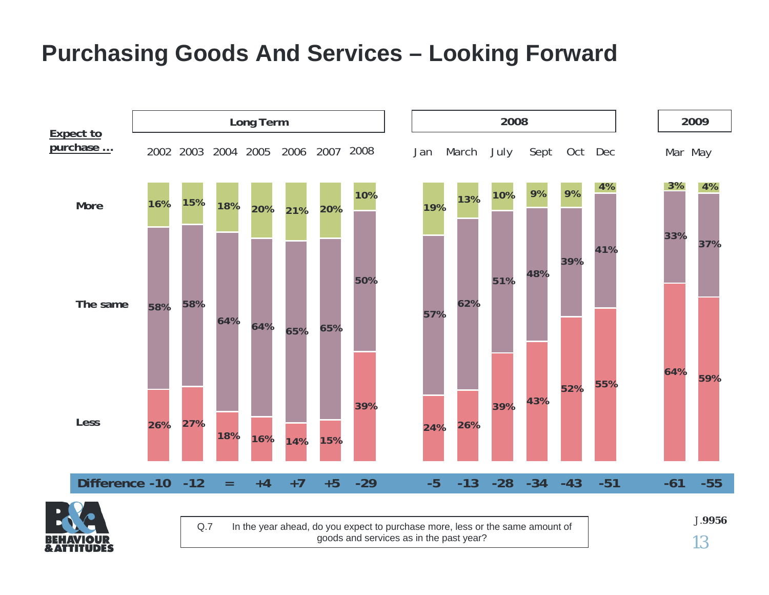# Purchasing Goods And Services – Looking Forward

| Expect to purchase ... | Long Term | | | | | | | 2008 | | | | | | 2009 | |
|---|---|---|---|---|---|---|---|---|---|---|---|---|---|---|---|
| | 2002 | 2003 | 2004 | 2005 | 2006 | 2007 | 2008 | Jan | March | July | Sept | Oct | Dec | Mar | May |
| More | 16% | 15% | 18% | 20% | 21% | 20% | 10% | 19% | 13% | 10% | 9% | 9% | 4% | 3% | 4% |
| The same | 58% | 58% | 64% | 64% | 65% | 65% | 50% | 57% | 62% | 51% | 48% | 39% | 41% | 33% | 37% |
| Less | 26% | 27% | 18% | 16% | 14% | 15% | 39% | 24% | 26% | 39% | 43% | 52% | 55% | 64% | 59% |
| Difference | -10 | -12 | = | +4 | +7 | +5 | -29 | -5 | -13 | -28 | -34 | -43 | -51 | -61 | -55 |

Q.7 In the year ahead, do you expect to purchase more, less or the same amount of goods and services as in the past year?

BEHAVIOUR & ATTITUDES

J.9956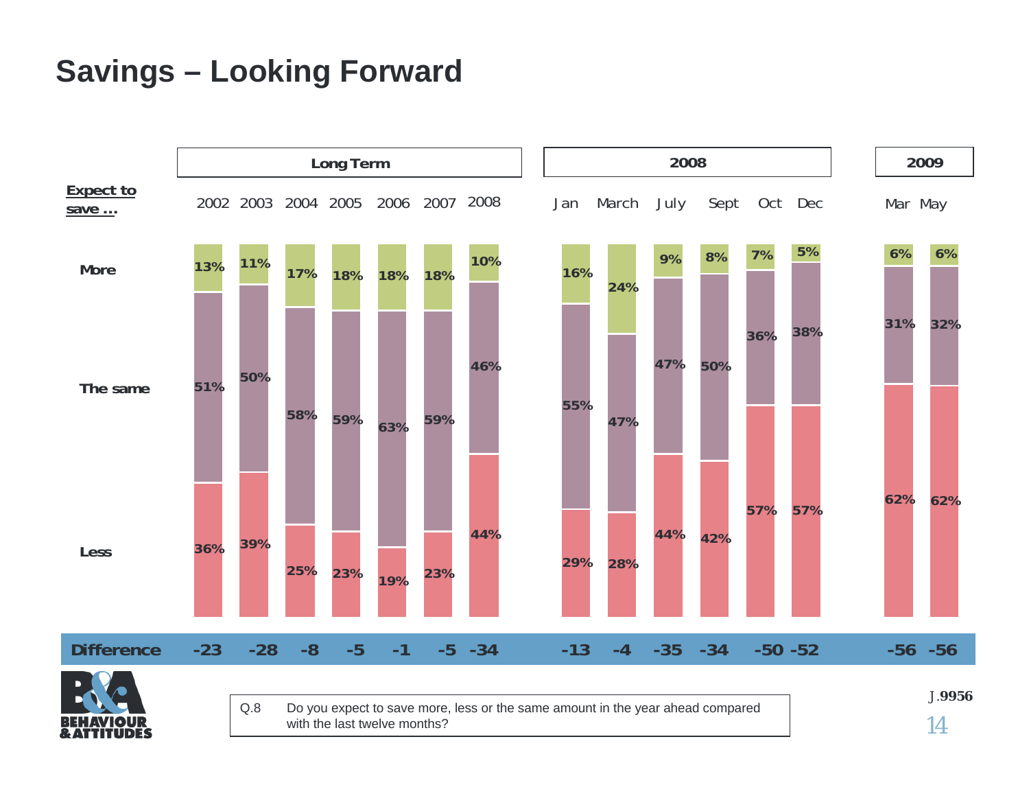# Savings – Looking Forward

| Expect to save ... | Long Term 2002 | 2003 | 2004 | 2005 | 2006 | 2007 | 2008 | 2008 Jan | March | July | Sept | Oct | Dec | 2009 Mar | May |
|---|---|---|---|---|---|---|---|---|---|---|---|---|---|---|---|
| More | 13% | 11% | 17% | 18% | 18% | 18% | 10% | 16% | 24% | 9% | 8% | 7% | 5% | 6% | 6% |
| The same | 51% | 50% | 58% | 59% | 63% | 59% | 46% | 55% | 47% | 47% | 50% | 36% | 38% | 31% | 32% |
| Less | 36% | 39% | 25% | 23% | 19% | 23% | 44% | 29% | 28% | 44% | 42% | 57% | 57% | 62% | 62% |
| **Difference** | -23 | -28 | -8 | -5 | -1 | -5 | -34 | -13 | -4 | -35 | -34 | -50 | -52 | -56 | -56 |

Q.8 Do you expect to save more, less or the same amount in the year ahead compared with the last twelve months?

J.9956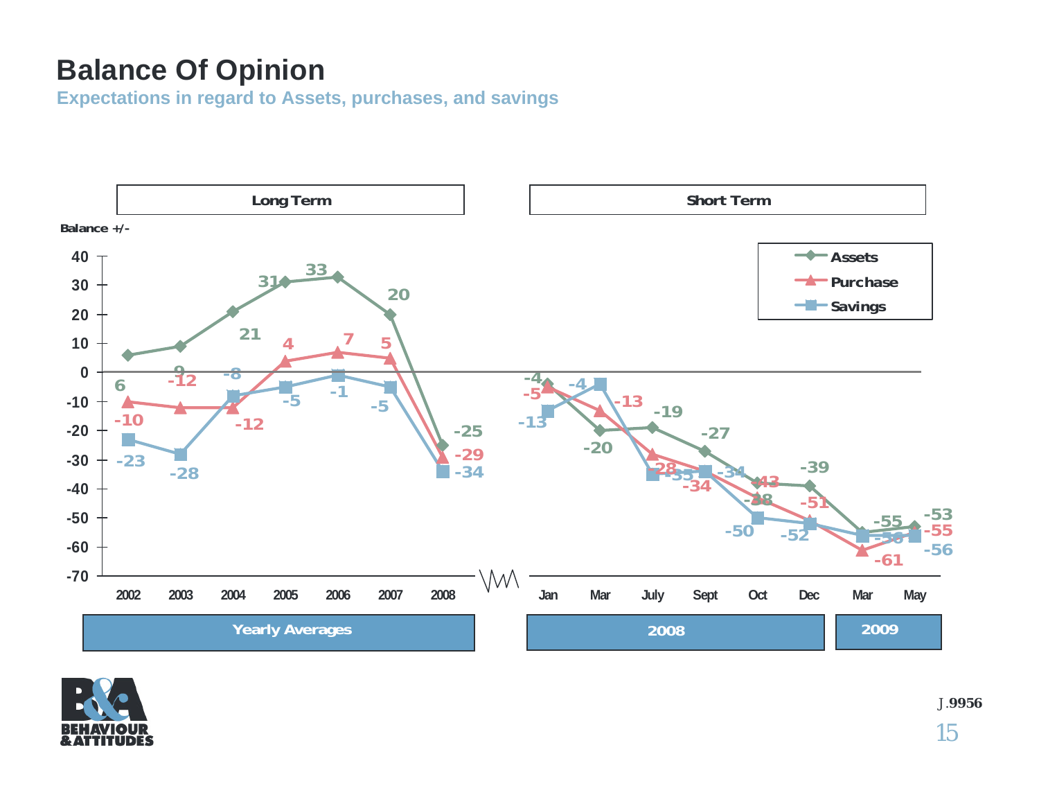# Balance Of Opinion

**Expectations in regard to Assets, purchases, and savings**

Balance +/-

| | Long Term | | | | | | | Short Term | | | | | | | |
|---|---|---|---|---|---|---|---|---|---|---|---|---|---|---|---|
| | Yearly Averages | | | | | | | 2008 | | | | | | 2009 | |
| | 2002 | 2003 | 2004 | 2005 | 2006 | 2007 | 2008 | Jan | Mar | July | Sept | Oct | Dec | Mar | May |
| Assets | 6 | 9 | 21 | 31 | 33 | 20 | -25 | -4 | -20 | -19 | -27 | -38 | -39 | -55 | -53 |
| Purchase | -10 | -12 | -12 | 4 | 7 | 5 | -29 | -5 | -13 | -28 | -34 | -43 | -51 | -61 | -55 |
| Savings | -23 | -28 | -8 | -5 | -1 | -5 | -34 | -13 | -4 | -35 | -34 | -50 | -52 | -56 | -56 |

J.9956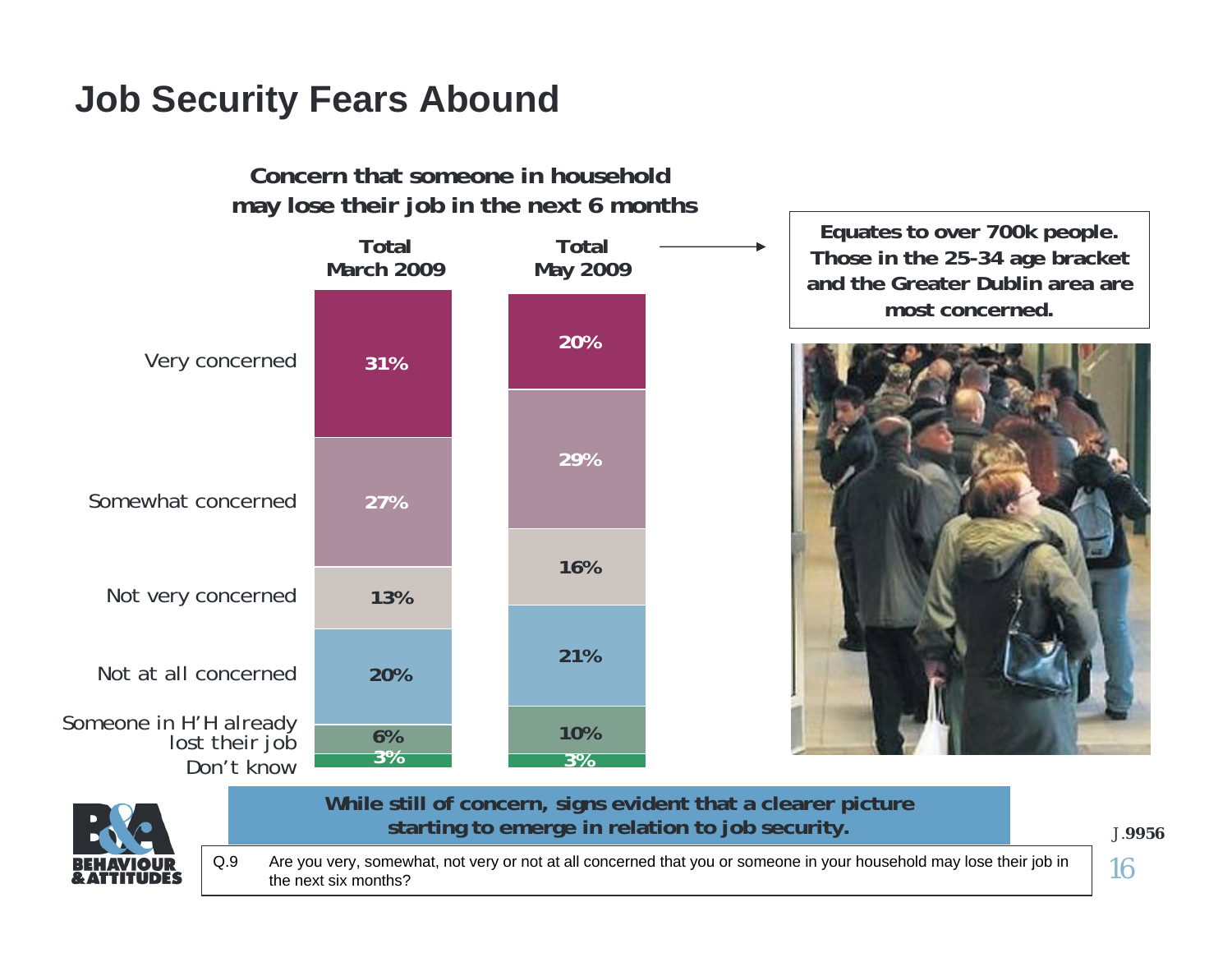# Job Security Fears Abound

**Concern that someone in household may lose their job in the next 6 months**

| | Total March 2009 | Total May 2009 |
|---|---|---|
| Very concerned | 31% | 20% |
| Somewhat concerned | 27% | 29% |
| Not very concerned | 13% | 16% |
| Not at all concerned | 20% | 21% |
| Someone in H'H already lost their job | 6% | 10% |
| Don't know | 3% | 3% |

**Equates to over 700k people. Those in the 25-34 age bracket and the Greater Dublin area are most concerned.**

**While still of concern, signs evident that a clearer picture starting to emerge in relation to job security.**

Q.9 Are you very, somewhat, not very or not at all concerned that you or someone in your household may lose their job in the next six months?

J.9956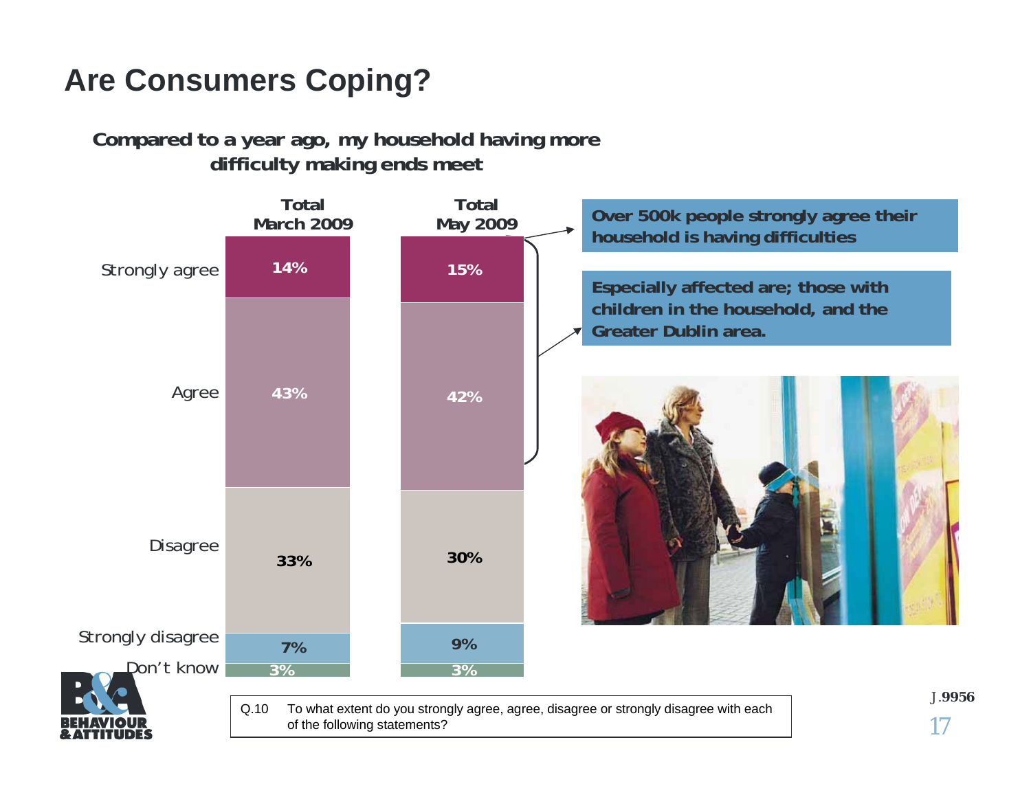# Are Consumers Coping?

**Compared to a year ago, my household having more difficulty making ends meet**

| | Total March 2009 | Total May 2009 |
|---|---|---|
| Strongly agree | 14% | 15% |
| Agree | 43% | 42% |
| Disagree | 33% | 30% |
| Strongly disagree | 7% | 9% |
| Don't know | 3% | 3% |

**Over 500k people strongly agree their household is having difficulties**

**Especially affected are; those with children in the household, and the Greater Dublin area.**

Q.10 To what extent do you strongly agree, agree, disagree or strongly disagree with each of the following statements?

J.9956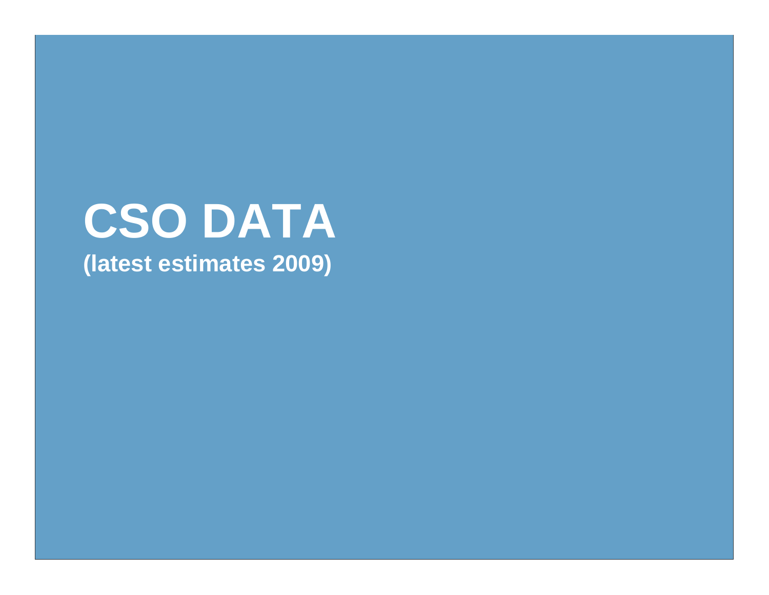# CSO DATA

**(latest estimates 2009)**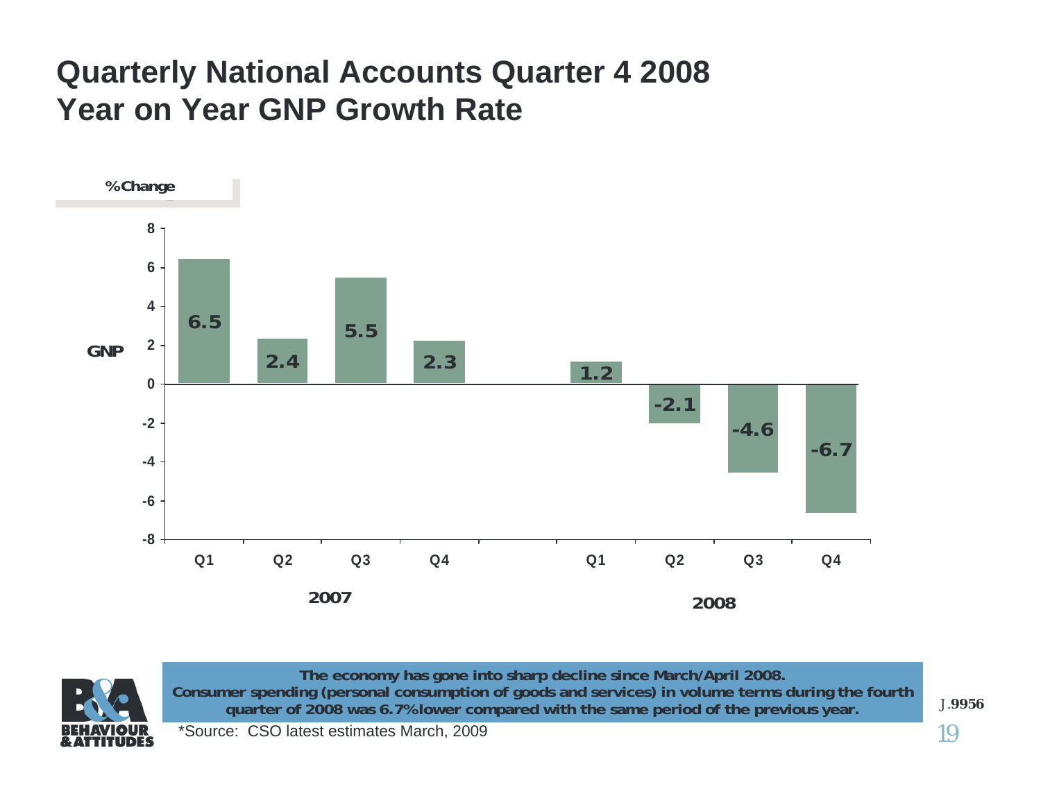# Quarterly National Accounts Quarter 4 2008
# Year on Year GNP Growth Rate

%Change

GNP

| Year | Quarter | % Change |
|---|---|---|
| 2007 | Q1 | 6.5 |
| 2007 | Q2 | 2.4 |
| 2007 | Q3 | 5.5 |
| 2007 | Q4 | 2.3 |
| 2008 | Q1 | 1.2 |
| 2008 | Q2 | -2.1 |
| 2008 | Q3 | -4.6 |
| 2008 | Q4 | -6.7 |

**The economy has gone into sharp decline since March/April 2008.**
**Consumer spending (personal consumption of goods and services) in volume terms during the fourth quarter of 2008 was 6.7% lower compared with the same period of the previous year.**

*Source: CSO latest estimates March, 2009

BEHAVIOUR & ATTITUDES

J.9956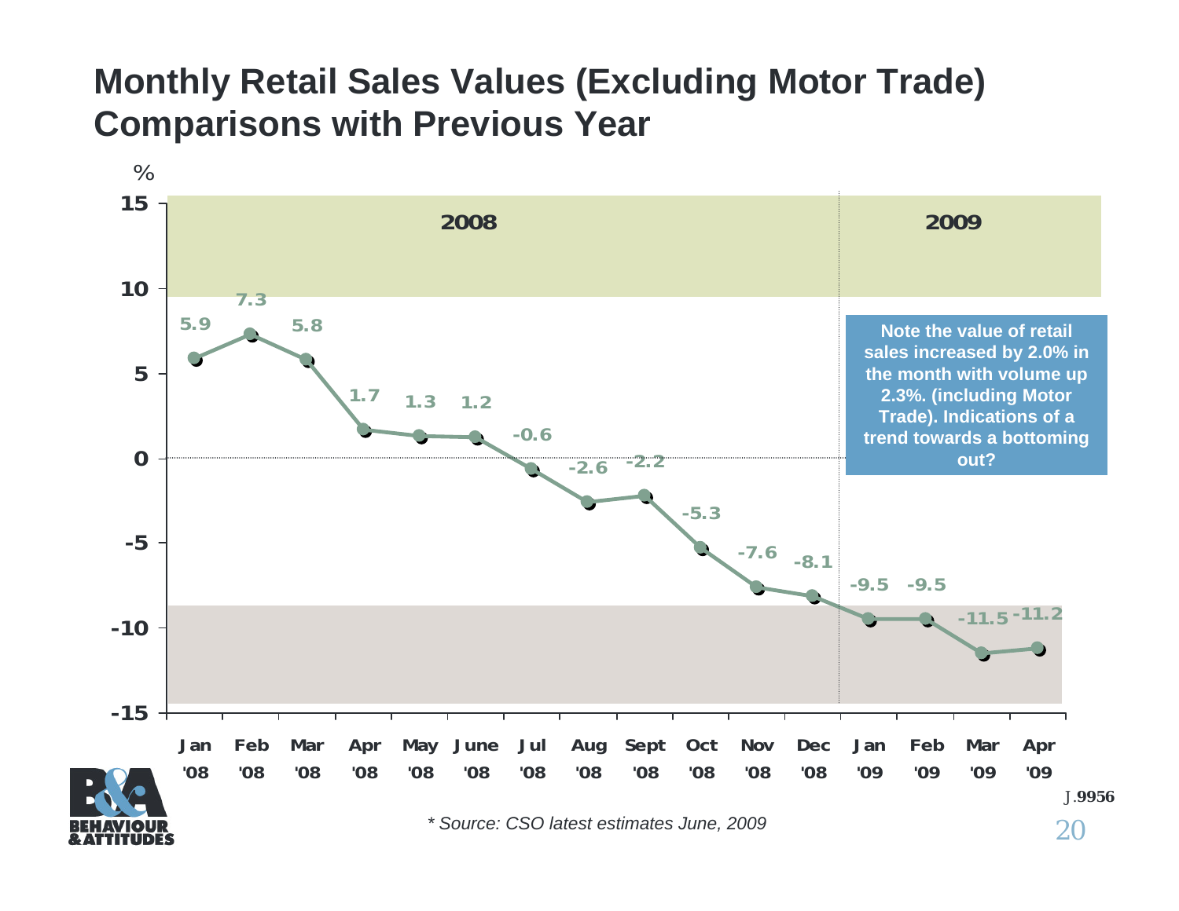# Monthly Retail Sales Values (Excluding Motor Trade) Comparisons with Previous Year

%

| Month | % |
|---|---|
| Jan '08 | 5.9 |
| Feb '08 | 7.3 |
| Mar '08 | 5.8 |
| Apr '08 | 1.7 |
| May '08 | 1.3 |
| June '08 | 1.2 |
| Jul '08 | -0.6 |
| Aug '08 | -2.6 |
| Sept '08 | -2.2 |
| Oct '08 | -5.3 |
| Nov '08 | -7.6 |
| Dec '08 | -8.1 |
| Jan '09 | -9.5 |
| Feb '09 | -9.5 |
| Mar '09 | -11.5 |
| Apr '09 | -11.2 |

**Note the value of retail sales increased by 2.0% in the month with volume up 2.3%. (including Motor Trade). Indications of a trend towards a bottoming out?**

J.9956

*\* Source: CSO latest estimates June, 2009*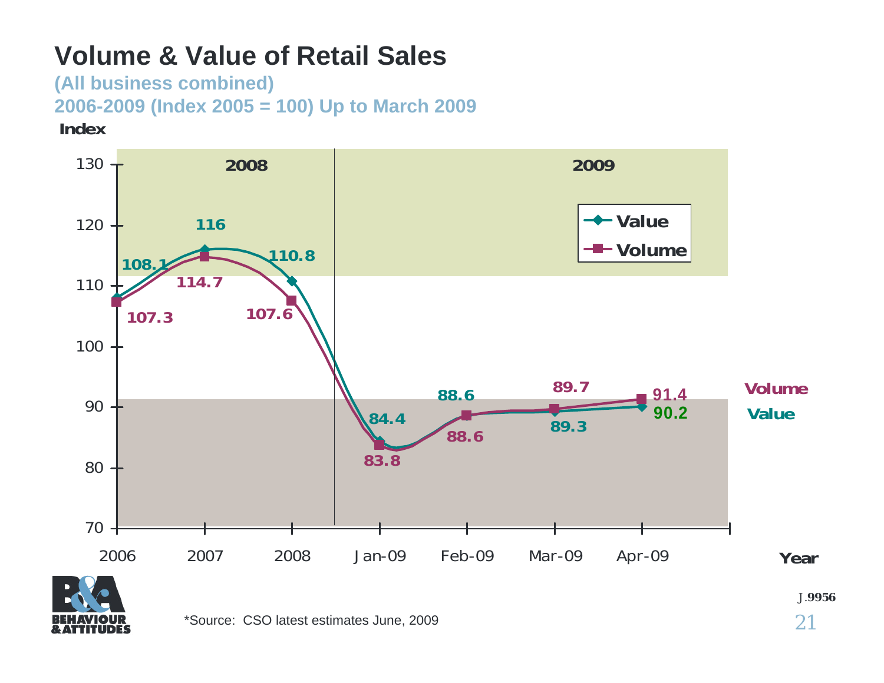# Volume & Value of Retail Sales

**(All business combined)**

**2006-2009 (Index 2005 = 100) Up to March 2009**

| Year | 2006 | 2007 | 2008 | Jan-09 | Feb-09 | Mar-09 | Apr-09 |
|---|---|---|---|---|---|---|---|
| Value | 108.1 | 116 | 110.8 | 84.4 | 88.6 | 89.3 | 90.2 |
| Volume | 107.3 | 114.7 | 107.6 | 83.8 | 88.6 | 89.7 | 91.4 |

*Source: CSO latest estimates June, 2009

J.9956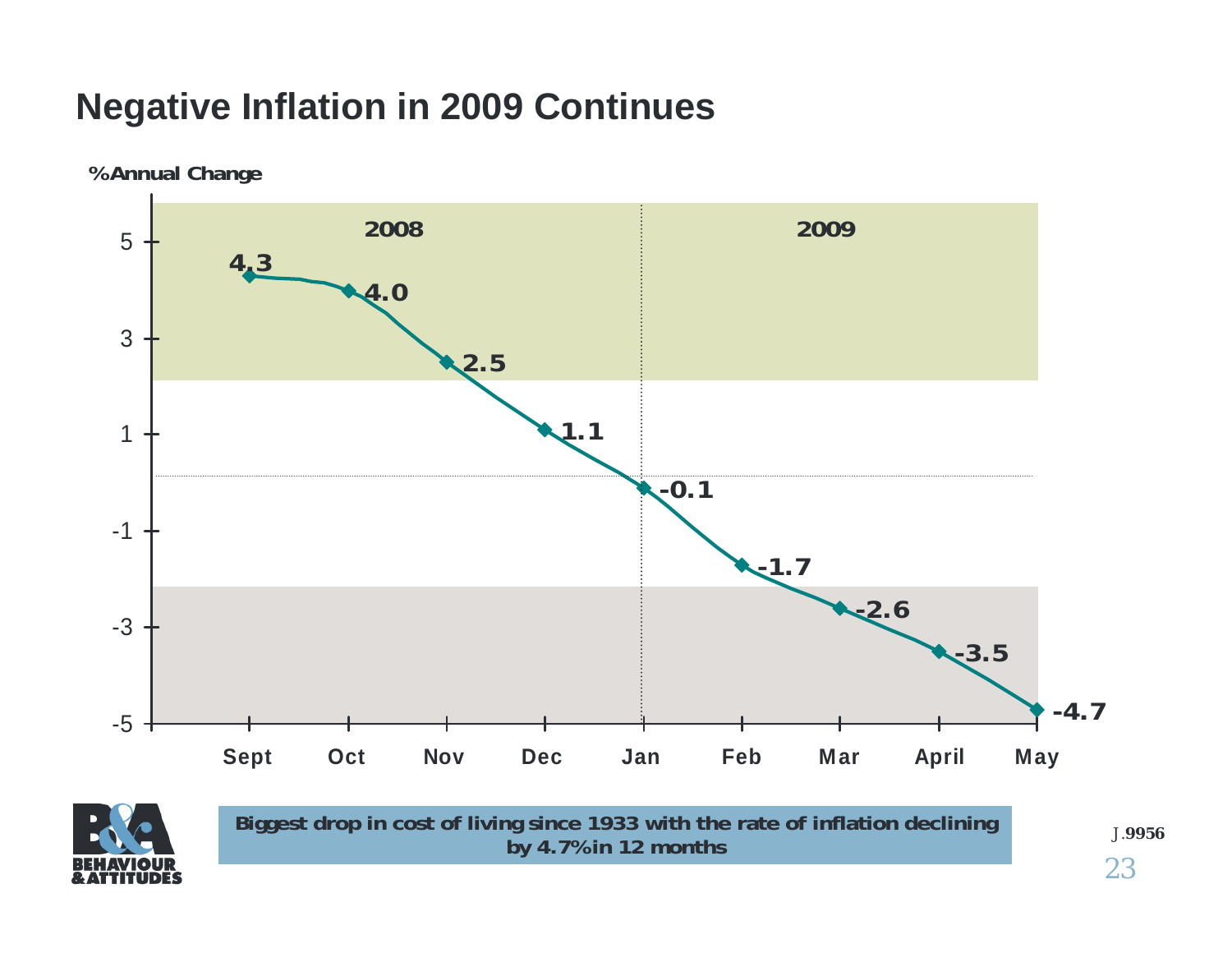# Negative Inflation in 2009 Continues

%Annual Change

| | 2008 | | | | 2009 | | | |
|---|---|---|---|---|---|---|---|---|
| Sept | Oct | Nov | Dec | Jan | Feb | Mar | April | May |
| 4.3 | 4.0 | 2.5 | 1.1 | -0.1 | -1.7 | -2.6 | -3.5 | -4.7 |

Biggest drop in cost of living since 1933 with the rate of inflation declining by 4.7% in 12 months

J.9956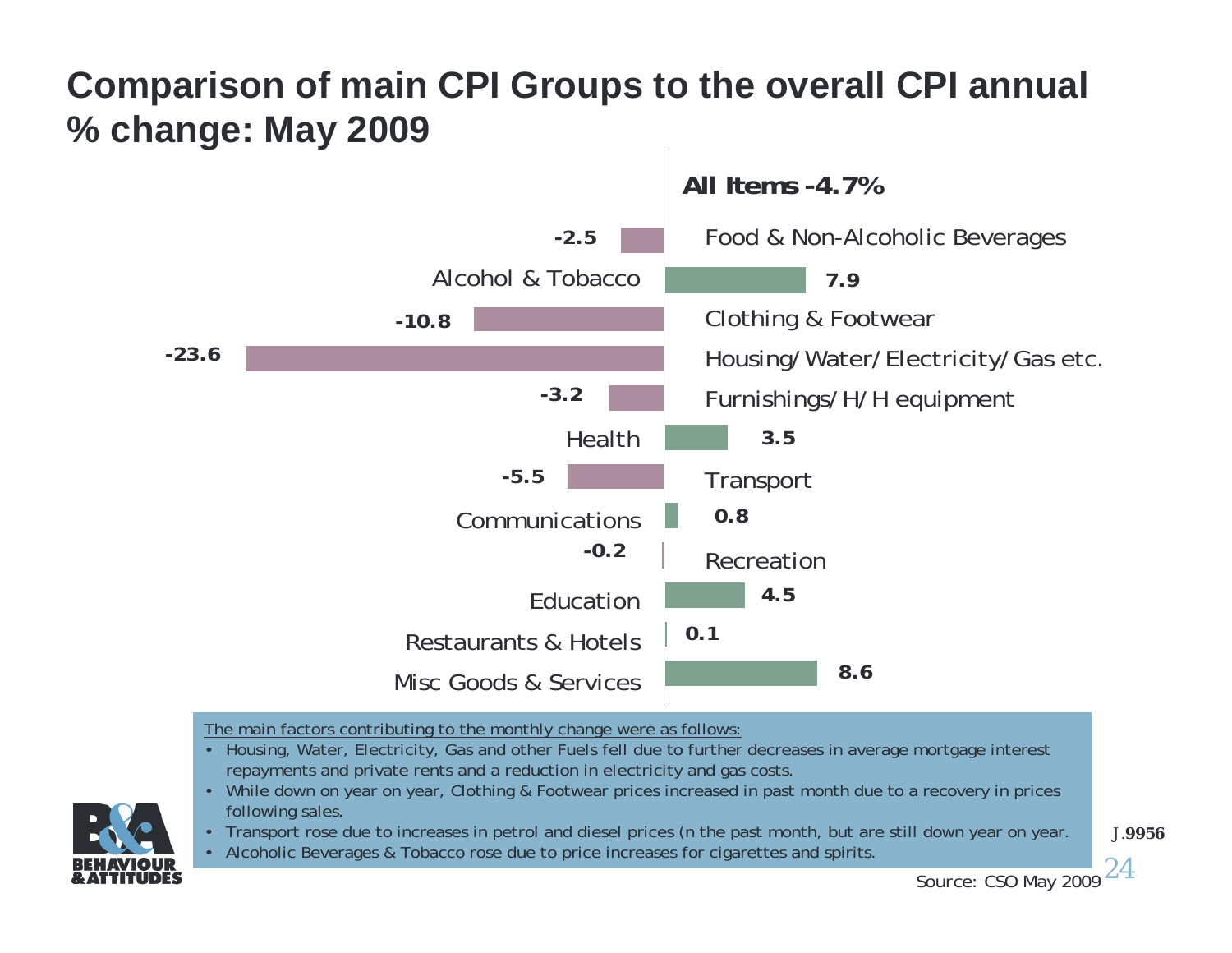# Comparison of main CPI Groups to the overall CPI annual % change: May 2009

**All Items -4.7%**

| CPI Group | Annual % change |
| --- | --- |
| Food & Non-Alcoholic Beverages | -2.5 |
| Alcohol & Tobacco | 7.9 |
| Clothing & Footwear | -10.8 |
| Housing/Water/Electricity/Gas etc. | -23.6 |
| Furnishings/H/H equipment | -3.2 |
| Health | 3.5 |
| Transport | -5.5 |
| Communications | 0.8 |
| Recreation | -0.2 |
| Education | 4.5 |
| Restaurants & Hotels | 0.1 |
| Misc Goods & Services | 8.6 |

The main factors contributing to the monthly change were as follows:

- Housing, Water, Electricity, Gas and other Fuels fell due to further decreases in average mortgage interest repayments and private rents and a reduction in electricity and gas costs.
- While down on year on year, Clothing & Footwear prices increased in past month due to a recovery in prices following sales.
- Transport rose due to increases in petrol and diesel prices (n the past month, but are still down year on year.
- Alcoholic Beverages & Tobacco rose due to price increases for cigarettes and spirits.

Source: CSO May 2009

J.9956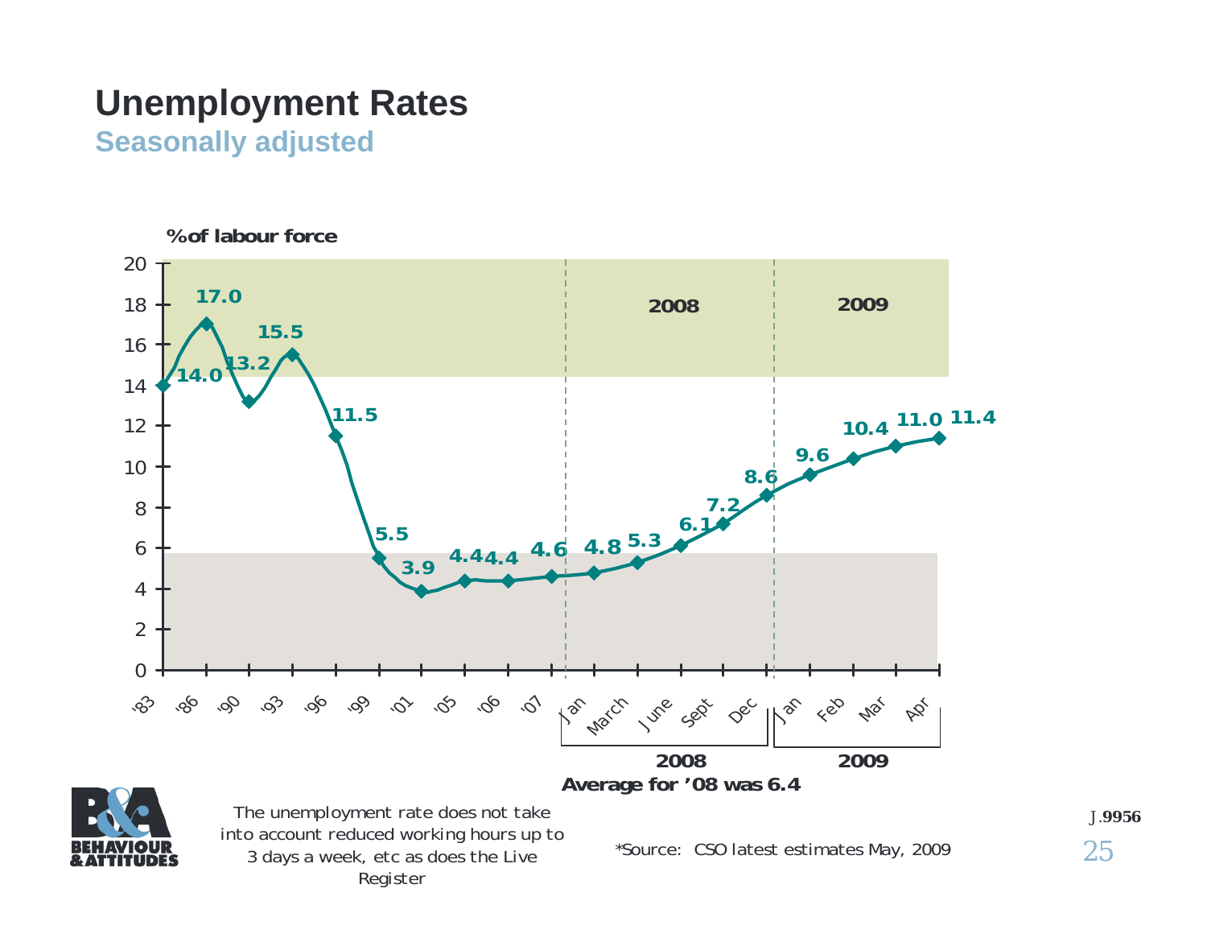# Unemployment Rates

## Seasonally adjusted

%of labour force

| Period | % |
|---|---|
| '83 | 14.0 |
| '86 | 17.0 |
| '90 | 13.2 |
| '93 | 15.5 |
| '96 | 11.5 |
| '99 | 5.5 |
| '01 | 3.9 |
| '05 | 4.4 |
| '06 | 4.4 |
| '07 | 4.6 |
| 2008 Jan | 4.8 |
| 2008 March | 5.3 |
| 2008 June | 6.1 |
| 2008 Sept | 7.2 |
| 2008 Dec | 8.6 |
| 2009 Jan | 9.6 |
| 2009 Feb | 10.4 |
| 2009 Mar | 11.0 |
| 2009 Apr | 11.4 |

**Average for '08 was 6.4**

The unemployment rate does not take into account reduced working hours up to 3 days a week, etc as does the Live Register

*Source: CSO latest estimates May, 2009

J.9956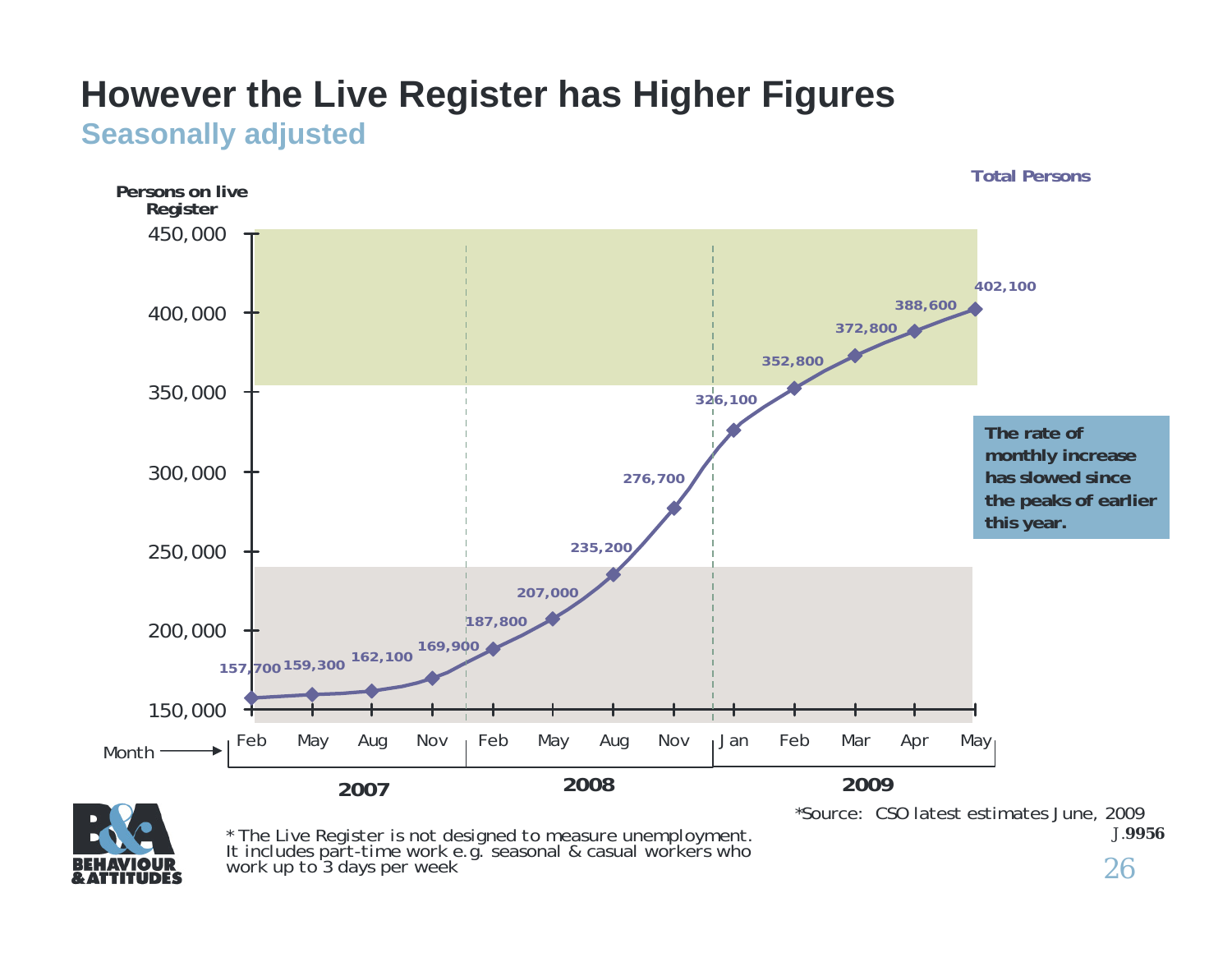# However the Live Register has Higher Figures

## Seasonally adjusted

Total Persons

Persons on live Register

| Year | Month | Persons on live Register |
|---|---|---|
| 2007 | Feb | 157,700 |
| 2007 | May | 159,300 |
| 2007 | Aug | 162,100 |
| 2007 | Nov | 169,900 |
| 2008 | Feb | 187,800 |
| 2008 | May | 207,000 |
| 2008 | Aug | 235,200 |
| 2008 | Nov | 276,700 |
| 2009 | Jan | 326,100 |
| 2009 | Feb | 352,800 |
| 2009 | Mar | 372,800 |
| 2009 | Apr | 388,600 |
| 2009 | May | 402,100 |

**The rate of monthly increase has slowed since the peaks of earlier this year.**

\* The Live Register is not designed to measure unemployment. It includes part-time work e.g. seasonal & casual workers who work up to 3 days per week

*Source: CSO latest estimates June, 2009

J.9956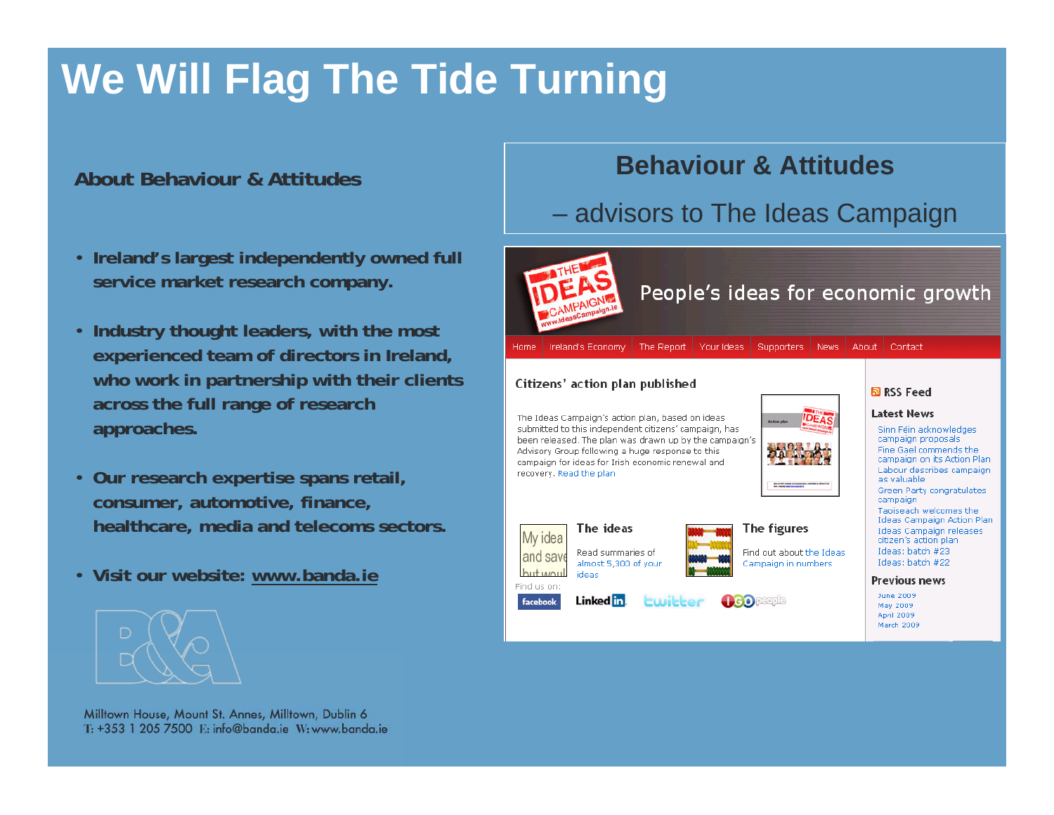# We Will Flag The Tide Turning

**About Behaviour & Attitudes**

- **Ireland's largest independently owned full service market research company.**
- **Industry thought leaders, with the most experienced team of directors in Ireland, who work in partnership with their clients across the full range of research approaches.**
- **Our research expertise spans retail, consumer, automotive, finance, healthcare, media and telecoms sectors.**
- **Visit our website: www.banda.ie**

Milltown House, Mount St. Annes, Milltown, Dublin 6
T: +353 1 205 7500 E: info@banda.ie W: www.banda.ie

## Behaviour & Attitudes

– advisors to The Ideas Campaign

THE IDEAS CAMPAIGN www.IdeasCampaign.ie

People's ideas for economic growth

Home | Ireland's Economy | The Report | Your Ideas | Supporters | News | About | Contact

**Citizens' action plan published**

The Ideas Campaign's action plan, based on ideas submitted to this independent citizens' campaign, has been released. The plan was drawn up by the campaign's Advisory Group following a huge response to this campaign for ideas for Irish economic renewal and recovery. Read the plan

**The ideas**

Read summaries of almost 5,300 of your ideas

**The figures**

Find out about the Ideas Campaign in numbers

Find us on: facebook LinkedIn twitter IGOpeople

RSS Feed

**Latest News**

- Sinn Féin acknowledges campaign proposals
- Fine Gael commends the campaign on its Action Plan
- Labour describes campaign as valuable
- Green Party congratulates campaign
- Taoiseach welcomes the Ideas Campaign Action Plan
- Ideas Campaign releases citizen's action plan
- Ideas: batch #23
- Ideas: batch #22

**Previous news**

- June 2009
- May 2009
- April 2009
- March 2009